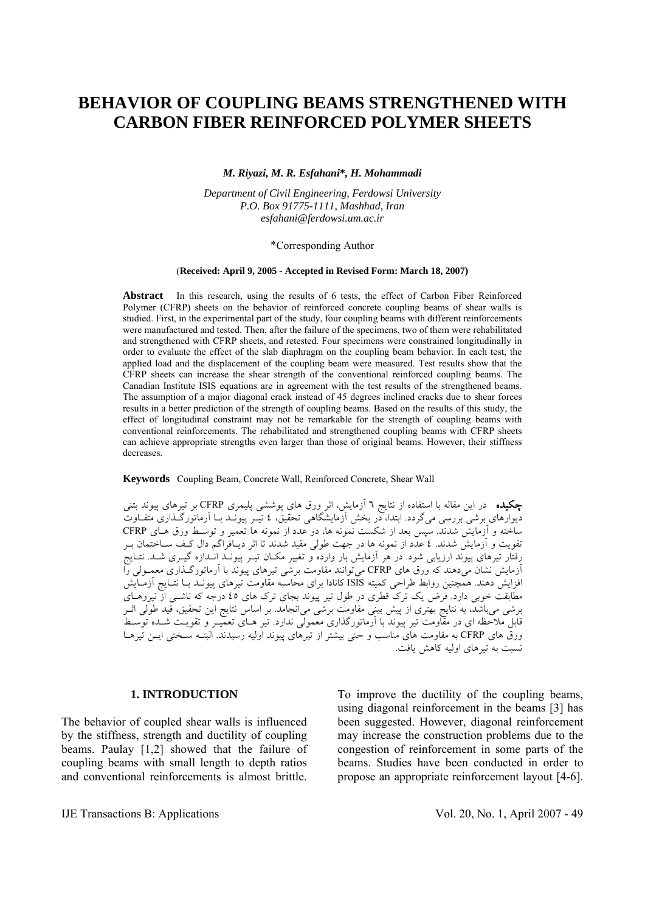# BEHAVIOR OF COUPLING BEAMS STRENGTHENED WITH CARBON FIBER REINFORCED POLYMER SHEETS

*M. Riyazi, M. R. Esfahani\*, H. Mohammadi*

*Department of Civil Engineering, Ferdowsi University*
*P.O. Box 91775-1111, Mashhad, Iran*
*esfahani@ferdowsi.um.ac.ir*

\*Corresponding Author

(**Received: April 9, 2005 - Accepted in Revised Form: March 18, 2007**)

**Abstract** In this research, using the results of 6 tests, the effect of Carbon Fiber Reinforced Polymer (CFRP) sheets on the behavior of reinforced concrete coupling beams of shear walls is studied. First, in the experimental part of the study, four coupling beams with different reinforcements were manufactured and tested. Then, after the failure of the specimens, two of them were rehabilitated and strengthened with CFRP sheets, and retested. Four specimens were constrained longitudinally in order to evaluate the effect of the slab diaphragm on the coupling beam behavior. In each test, the applied load and the displacement of the coupling beam were measured. Test results show that the CFRP sheets can increase the shear strength of the conventional reinforced coupling beams. The Canadian Institute ISIS equations are in agreement with the test results of the strengthened beams. The assumption of a major diagonal crack instead of 45 degrees inclined cracks due to shear forces results in a better prediction of the strength of coupling beams. Based on the results of this study, the effect of longitudinal constraint may not be remarkable for the strength of coupling beams with conventional reinforcements. The rehabilitated and strengthened coupling beams with CFRP sheets can achieve appropriate strengths even larger than those of original beams. However, their stiffness decreases.

**Keywords** Coupling Beam, Concrete Wall, Reinforced Concrete, Shear Wall

**چكيده** در اين مقاله با استفاده از نتايج ٦ آزمايش، اثر ورق های پوششی پليمری CFRP بر تيرهای پيوند بتنی ديوارهای برشی بررسی می‌گردد. ابتدا، در بخش آزمايشگاهی تحقيق، ٤ تيـر پيونـد بـا آرماتورگـذاری متفـاوت ساخته و آزمايش شدند. سپس بعد از شكست نمونه ها، دو عدد از نمونه ها تعمير و توسـط ورق هـای CFRP تقويت و آزمايش شدند. ٤ عدد از نمونه ها در جهت طولی مقيد شدند تا اثر ديـافراگم دال كـف سـاختمان بـر رفتار تيرهای پيوند ارزيابی شود. در هر آزمايش بار وارده و تغيير مكـان تيـر پيونـد انـدازه گيـری شـد. نتـايج آزمايش نشان می‌دهند كه ورق های CFRP می‌توانند مقاومت برشی تيرهای پيوند با آرماتورگـذاری معمـولی را افزايش دهند. همچنين روابط طراحی كميته ISIS كانادا برای محاسبه مقاومت تيرهای پيونـد بـا نتـايج آزمـايش مطابقت خوبی دارد. فرض يک ترک قطری در طول تير پيوند بجای ترک های ٤٥ درجه كه ناشـی از نيروهـای برشی می‌باشد، به نتايج بهتری از پيش بينی مقاومت برشی می‌انجامد. بر اساس نتايج اين تحقيق، قيد طولی اثـر قابل ملاحظه ای در مقاومت تير پيوند با آرماتورگذاری معمولی ندارد. تير هـای تعميـر و تقويـت شـده توسـط ورق های CFRP به مقاومت های مناسب و حتی بيشتر از تيرهای پيوند اوليه رسيدند. البتـه سـختی ايـن تيرهـا نسبت به تيرهای اوليه كاهش يافت.

## 1. INTRODUCTION

The behavior of coupled shear walls is influenced by the stiffness, strength and ductility of coupling beams. Paulay [1,2] showed that the failure of coupling beams with small length to depth ratios and conventional reinforcements is almost brittle. To improve the ductility of the coupling beams, using diagonal reinforcement in the beams [3] has been suggested. However, diagonal reinforcement may increase the construction problems due to the congestion of reinforcement in some parts of the beams. Studies have been conducted in order to propose an appropriate reinforcement layout [4-6].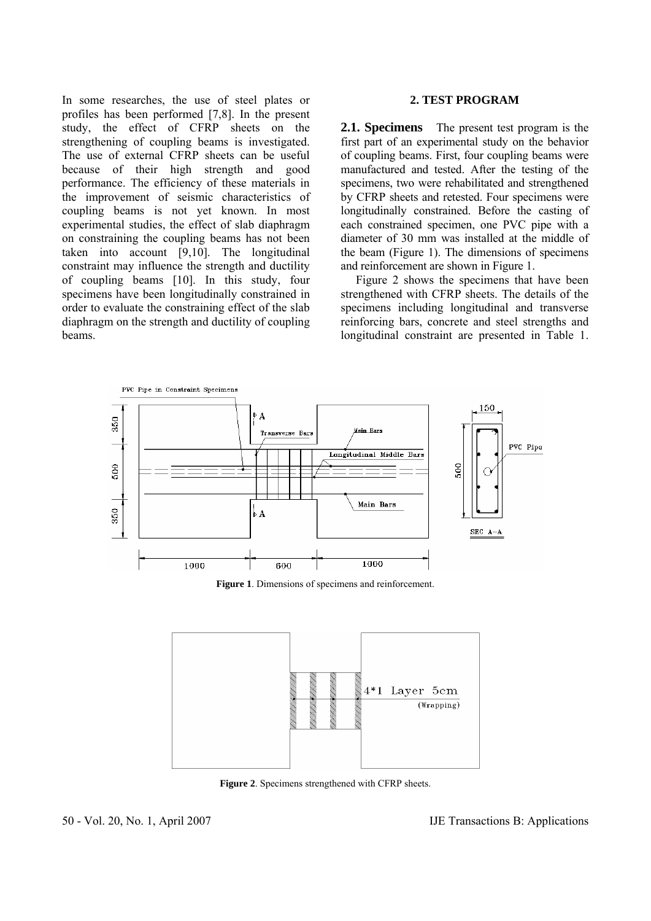In some researches, the use of steel plates or profiles has been performed [7,8]. In the present study, the effect of CFRP sheets on the strengthening of coupling beams is investigated. The use of external CFRP sheets can be useful because of their high strength and good performance. The efficiency of these materials in the improvement of seismic characteristics of coupling beams is not yet known. In most experimental studies, the effect of slab diaphragm on constraining the coupling beams has not been taken into account [9,10]. The longitudinal constraint may influence the strength and ductility of coupling beams [10]. In this study, four specimens have been longitudinally constrained in order to evaluate the constraining effect of the slab diaphragm on the strength and ductility of coupling beams.

## 2. TEST PROGRAM

**2.1. Specimens** The present test program is the first part of an experimental study on the behavior of coupling beams. First, four coupling beams were manufactured and tested. After the testing of the specimens, two were rehabilitated and strengthened by CFRP sheets and retested. Four specimens were longitudinally constrained. Before the casting of each constrained specimen, one PVC pipe with a diameter of 30 mm was installed at the middle of the beam (Figure 1). The dimensions of specimens and reinforcement are shown in Figure 1.

Figure 2 shows the specimens that have been strengthened with CFRP sheets. The details of the specimens including longitudinal and transverse reinforcing bars, concrete and steel strengths and longitudinal constraint are presented in Table 1.

**Figure 1**. Dimensions of specimens and reinforcement.

**Figure 2**. Specimens strengthened with CFRP sheets.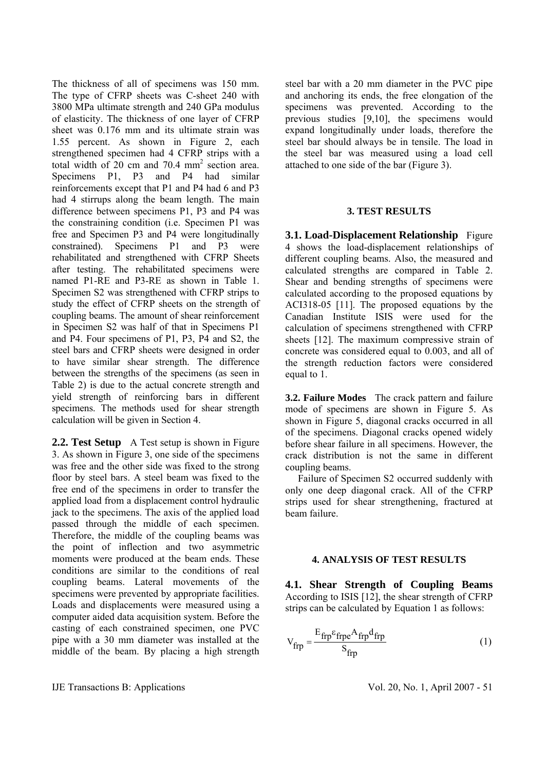The thickness of all of specimens was 150 mm. The type of CFRP sheets was C-sheet 240 with 3800 MPa ultimate strength and 240 GPa modulus of elasticity. The thickness of one layer of CFRP sheet was 0.176 mm and its ultimate strain was 1.55 percent. As shown in Figure 2, each strengthened specimen had 4 CFRP strips with a total width of 20 cm and 70.4 $mm^2$ section area. Specimens P1, P3 and P4 had similar reinforcements except that P1 and P4 had 6 and P3 had 4 stirrups along the beam length. The main difference between specimens P1, P3 and P4 was the constraining condition (i.e. Specimen P1 was free and Specimen P3 and P4 were longitudinally constrained). Specimens P1 and P3 were rehabilitated and strengthened with CFRP Sheets after testing. The rehabilitated specimens were named P1-RE and P3-RE as shown in Table 1. Specimen S2 was strengthened with CFRP strips to study the effect of CFRP sheets on the strength of coupling beams. The amount of shear reinforcement in Specimen S2 was half of that in Specimens P1 and P4. Four specimens of P1, P3, P4 and S2, the steel bars and CFRP sheets were designed in order to have similar shear strength. The difference between the strengths of the specimens (as seen in Table 2) is due to the actual concrete strength and yield strength of reinforcing bars in different specimens. The methods used for shear strength calculation will be given in Section 4.

**2.2. Test Setup** A Test setup is shown in Figure 3. As shown in Figure 3, one side of the specimens was free and the other side was fixed to the strong floor by steel bars. A steel beam was fixed to the free end of the specimens in order to transfer the applied load from a displacement control hydraulic jack to the specimens. The axis of the applied load passed through the middle of each specimen. Therefore, the middle of the coupling beams was the point of inflection and two asymmetric moments were produced at the beam ends. These conditions are similar to the conditions of real coupling beams. Lateral movements of the specimens were prevented by appropriate facilities. Loads and displacements were measured using a computer aided data acquisition system. Before the casting of each constrained specimen, one PVC pipe with a 30 mm diameter was installed at the middle of the beam. By placing a high strength steel bar with a 20 mm diameter in the PVC pipe and anchoring its ends, the free elongation of the specimens was prevented. According to the previous studies [9,10], the specimens would expand longitudinally under loads, therefore the steel bar should always be in tensile. The load in the steel bar was measured using a load cell attached to one side of the bar (Figure 3).

## 3. TEST RESULTS

**3.1. Load-Displacement Relationship** Figure 4 shows the load-displacement relationships of different coupling beams. Also, the measured and calculated strengths are compared in Table 2. Shear and bending strengths of specimens were calculated according to the proposed equations by ACI318-05 [11]. The proposed equations by the Canadian Institute ISIS were used for the calculation of specimens strengthened with CFRP sheets [12]. The maximum compressive strain of concrete was considered equal to 0.003, and all of the strength reduction factors were considered equal to 1.

**3.2. Failure Modes** The crack pattern and failure mode of specimens are shown in Figure 5. As shown in Figure 5, diagonal cracks occurred in all of the specimens. Diagonal cracks opened widely before shear failure in all specimens. However, the crack distribution is not the same in different coupling beams.

Failure of Specimen S2 occurred suddenly with only one deep diagonal crack. All of the CFRP strips used for shear strengthening, fractured at beam failure.

## 4. ANALYSIS OF TEST RESULTS

**4.1. Shear Strength of Coupling Beams** According to ISIS [12], the shear strength of CFRP strips can be calculated by Equation 1 as follows:

$$V_{frp} = \frac{E_{frp}\varepsilon_{frpe}A_{frp}d_{frp}}{S_{frp}} \quad (1)$$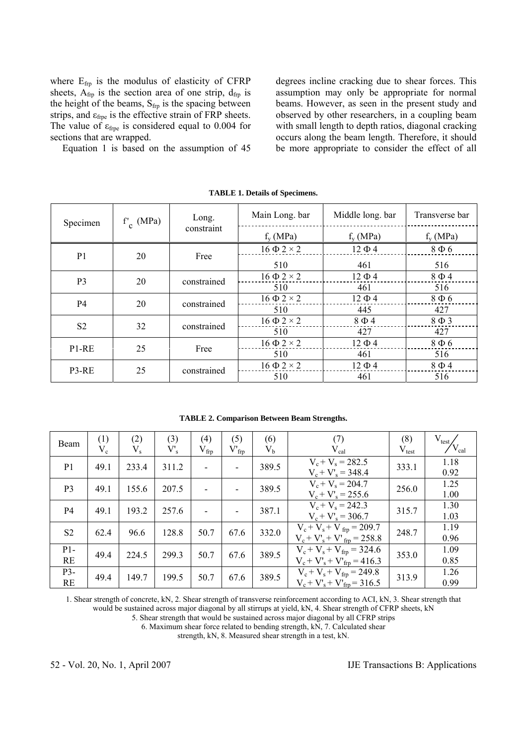where $E_{frp}$ is the modulus of elasticity of CFRP sheets, $A_{frp}$ is the section area of one strip, $d_{frp}$ is the height of the beams, $S_{frp}$ is the spacing between strips, and $\varepsilon_{frpe}$ is the effective strain of FRP sheets. The value of $\varepsilon_{frpe}$ is considered equal to 0.004 for sections that are wrapped.

Equation 1 is based on the assumption of 45 degrees incline cracking due to shear forces. This assumption may only be appropriate for normal beams. However, as seen in the present study and observed by other researchers, in a coupling beam with small length to depth ratios, diagonal cracking occurs along the beam length. Therefore, it should be more appropriate to consider the effect of all

**TABLE 1. Details of Specimens.**

| Specimen | $f'_c$ (MPa) | Long. constraint | Main Long. bar | Middle long. bar | Transverse bar |
|---|---|---|---|---|---|
| | | | $f_y$ (MPa) | $f_y$ (MPa) | $f_y$ (MPa) |
| P1 | 20 | Free | 16 Φ 2 × 2 | 12 Φ 4 | 8 Φ 6 |
| | | | 510 | 461 | 516 |
| P3 | 20 | constrained | 16 Φ 2 × 2 | 12 Φ 4 | 8 Φ 4 |
| | | | 510 | 461 | 516 |
| P4 | 20 | constrained | 16 Φ 2 × 2 | 12 Φ 4 | 8 Φ 6 |
| | | | 510 | 445 | 427 |
| S2 | 32 | constrained | 16 Φ 2 × 2 | 8 Φ 4 | 8 Φ 3 |
| | | | 510 | 427 | 427 |
| P1-RE | 25 | Free | 16 Φ 2 × 2 | 12 Φ 4 | 8 Φ 6 |
| | | | 510 | 461 | 516 |
| P3-RE | 25 | constrained | 16 Φ 2 × 2 | 12 Φ 4 | 8 Φ 4 |
| | | | 510 | 461 | 516 |

**TABLE 2. Comparison Between Beam Strengths.**

| Beam | (1) $V_c$ | (2) $V_s$ | (3) $V'_s$ | (4) $V_{frp}$ | (5) $V'_{frp}$ | (6) $V_b$ | (7) $V_{cal}$ | (8) $V_{test}$ | $V_{test}/V_{cal}$ |
|---|---|---|---|---|---|---|---|---|---|
| P1 | 49.1 | 233.4 | 311.2 | - | - | 389.5 | $V_c + V_s = 282.5$<br>$V_c + V'_s = 348.4$ | 333.1 | 1.18<br>0.92 |
| P3 | 49.1 | 155.6 | 207.5 | - | - | 389.5 | $V_c + V_s = 204.7$<br>$V_c + V'_s = 255.6$ | 256.0 | 1.25<br>1.00 |
| P4 | 49.1 | 193.2 | 257.6 | - | - | 387.1 | $V_c + V_s = 242.3$<br>$V_c + V'_s = 306.7$ | 315.7 | 1.30<br>1.03 |
| S2 | 62.4 | 96.6 | 128.8 | 50.7 | 67.6 | 332.0 | $V_c + V_s + V_{frp} = 209.7$<br>$V_c + V'_s + V'_{frp} = 258.8$ | 248.7 | 1.19<br>0.96 |
| P1-RE | 49.4 | 224.5 | 299.3 | 50.7 | 67.6 | 389.5 | $V_c + V_s + V_{frp} = 324.6$<br>$V_c + V'_s + V'_{frp} = 416.3$ | 353.0 | 1.09<br>0.85 |
| P3-RE | 49.4 | 149.7 | 199.5 | 50.7 | 67.6 | 389.5 | $V_c + V_s + V_{frp} = 249.8$<br>$V_c + V'_s + V'_{frp} = 316.5$ | 313.9 | 1.26<br>0.99 |

1. Shear strength of concrete, kN, 2. Shear strength of transverse reinforcement according to ACI, kN, 3. Shear strength that would be sustained across major diagonal by all stirrups at yield, kN, 4. Shear strength of CFRP sheets, kN
5. Shear strength that would be sustained across major diagonal by all CFRP strips
6. Maximum shear force related to bending strength, kN, 7. Calculated shear strength, kN, 8. Measured shear strength in a test, kN.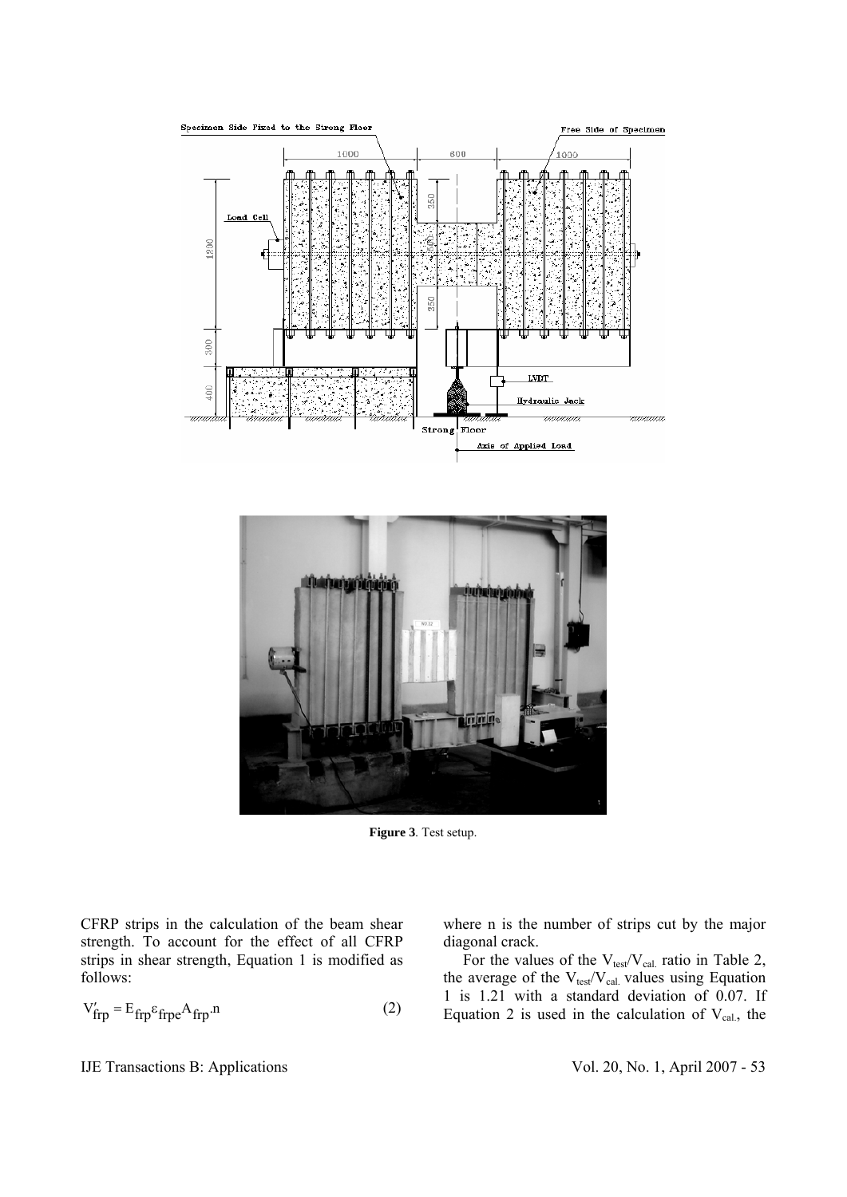**Figure 3**. Test setup.

CFRP strips in the calculation of the beam shear strength. To account for the effect of all CFRP strips in shear strength, Equation 1 is modified as follows:

$$V'_{frp} = E_{frp}\varepsilon_{frpe}A_{frp}.n \qquad (2)$$

where n is the number of strips cut by the major diagonal crack.

For the values of the $V_{test}/V_{cal.}$ ratio in Table 2, the average of the $V_{test}/V_{cal.}$ values using Equation 1 is 1.21 with a standard deviation of 0.07. If Equation 2 is used in the calculation of $V_{cal.}$, the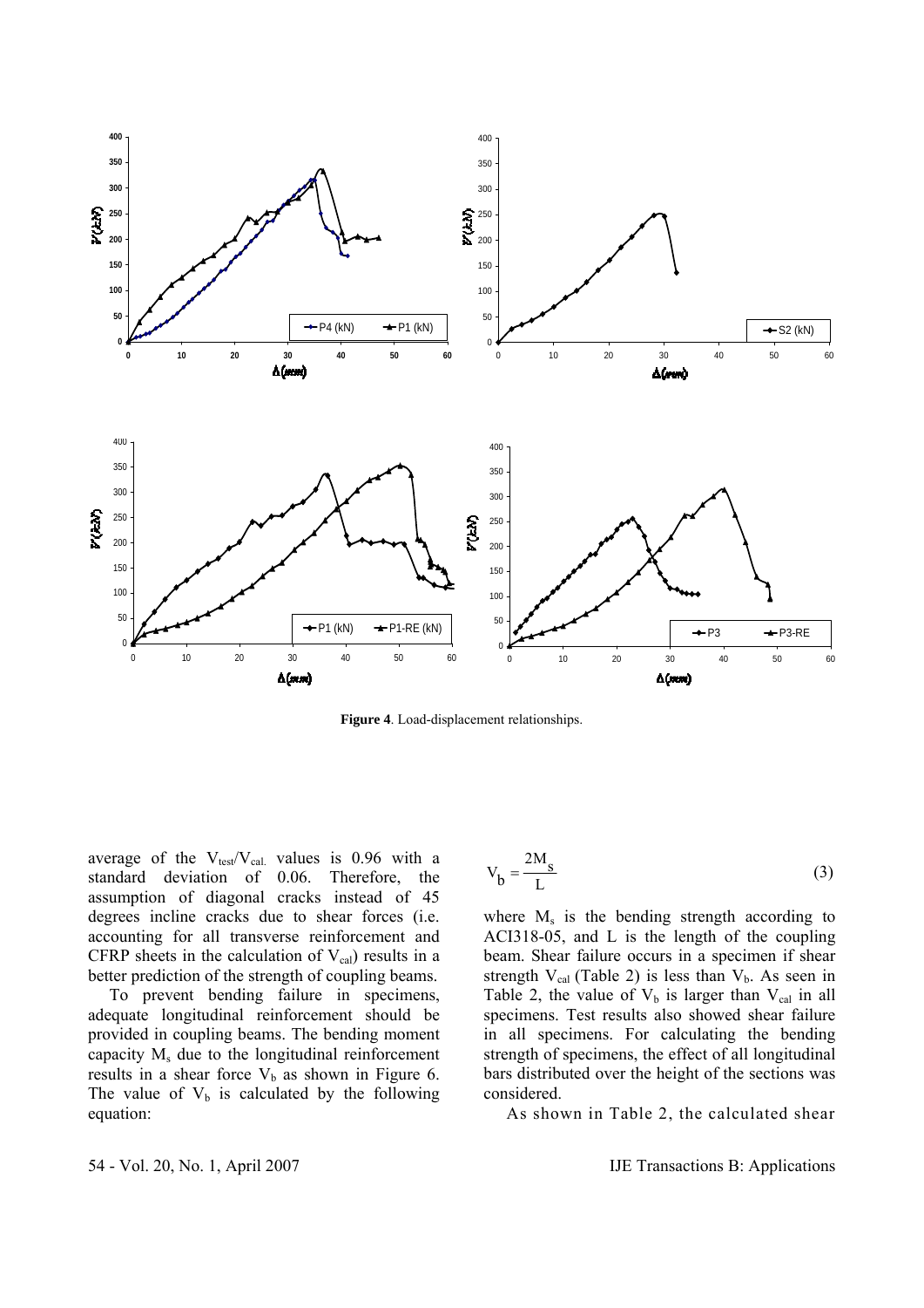**Figure 4**. Load-displacement relationships.

average of the $V_{test}/V_{cal.}$ values is 0.96 with a standard deviation of 0.06. Therefore, the assumption of diagonal cracks instead of 45 degrees incline cracks due to shear forces (i.e. accounting for all transverse reinforcement and CFRP sheets in the calculation of $V_{cal}$) results in a better prediction of the strength of coupling beams.

To prevent bending failure in specimens, adequate longitudinal reinforcement should be provided in coupling beams. The bending moment capacity $M_s$ due to the longitudinal reinforcement results in a shear force $V_b$ as shown in Figure 6. The value of $V_b$ is calculated by the following equation:

$$V_b = \frac{2M_s}{L} \tag{3}$$

where $M_s$ is the bending strength according to ACI318-05, and L is the length of the coupling beam. Shear failure occurs in a specimen if shear strength $V_{cal}$ (Table 2) is less than $V_b$. As seen in Table 2, the value of $V_b$ is larger than $V_{cal}$ in all specimens. Test results also showed shear failure in all specimens. For calculating the bending strength of specimens, the effect of all longitudinal bars distributed over the height of the sections was considered.

As shown in Table 2, the calculated shear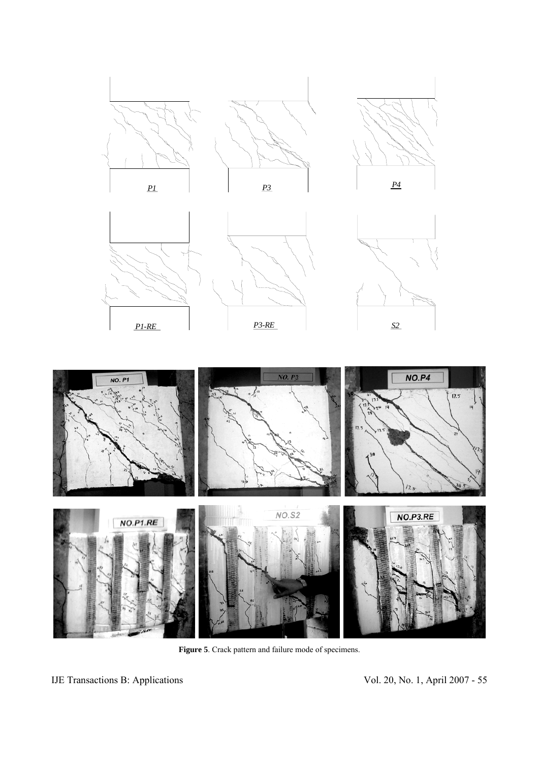**Figure 5**. Crack pattern and failure mode of specimens.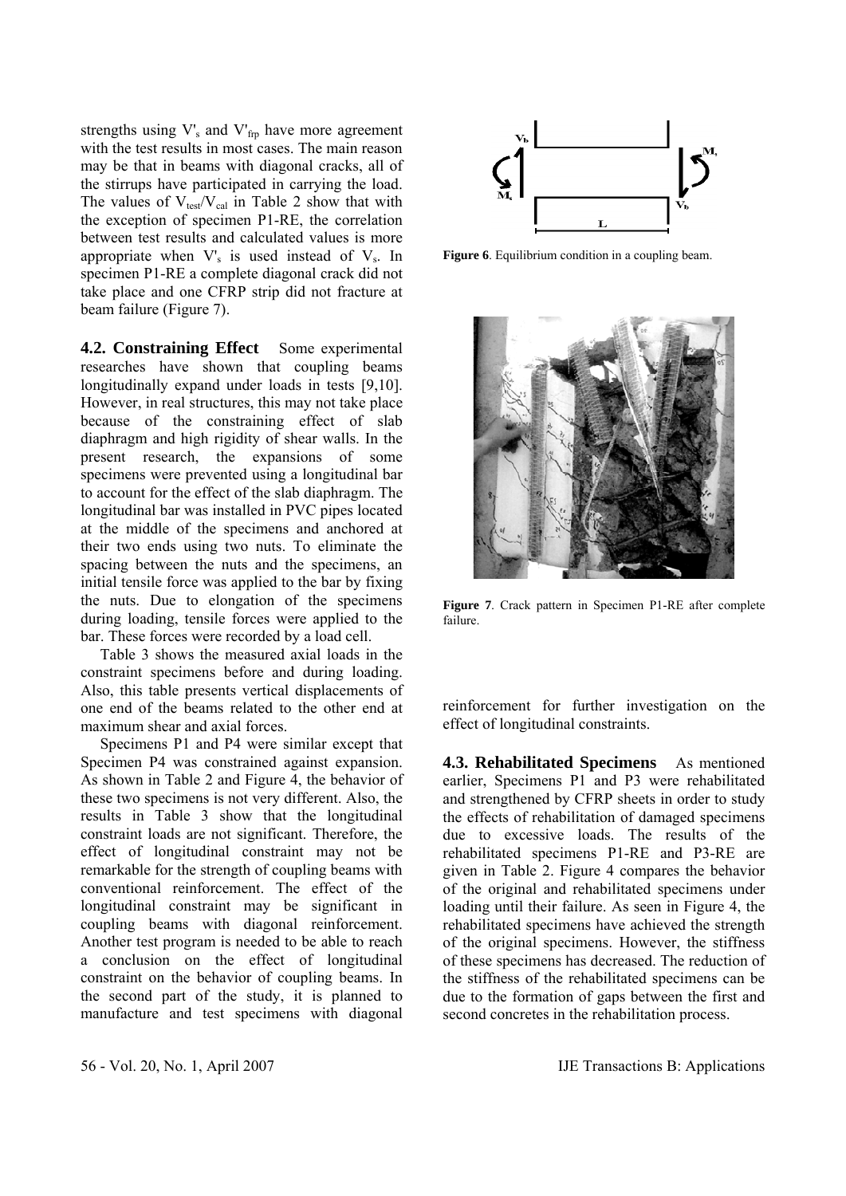strengths using $V'_s$ and $V'_{frp}$ have more agreement with the test results in most cases. The main reason may be that in beams with diagonal cracks, all of the stirrups have participated in carrying the load. The values of $V_{test}/V_{cal}$ in Table 2 show that with the exception of specimen P1-RE, the correlation between test results and calculated values is more appropriate when $V'_s$ is used instead of $V_s$. In specimen P1-RE a complete diagonal crack did not take place and one CFRP strip did not fracture at beam failure (Figure 7).

**4.2. Constraining Effect** Some experimental researches have shown that coupling beams longitudinally expand under loads in tests [9,10]. However, in real structures, this may not take place because of the constraining effect of slab diaphragm and high rigidity of shear walls. In the present research, the expansions of some specimens were prevented using a longitudinal bar to account for the effect of the slab diaphragm. The longitudinal bar was installed in PVC pipes located at the middle of the specimens and anchored at their two ends using two nuts. To eliminate the spacing between the nuts and the specimens, an initial tensile force was applied to the bar by fixing the nuts. Due to elongation of the specimens during loading, tensile forces were applied to the bar. These forces were recorded by a load cell.

Table 3 shows the measured axial loads in the constraint specimens before and during loading. Also, this table presents vertical displacements of one end of the beams related to the other end at maximum shear and axial forces.

Specimens P1 and P4 were similar except that Specimen P4 was constrained against expansion. As shown in Table 2 and Figure 4, the behavior of these two specimens is not very different. Also, the results in Table 3 show that the longitudinal constraint loads are not significant. Therefore, the effect of longitudinal constraint may not be remarkable for the strength of coupling beams with conventional reinforcement. The effect of the longitudinal constraint may be significant in coupling beams with diagonal reinforcement. Another test program is needed to be able to reach a conclusion on the effect of longitudinal constraint on the behavior of coupling beams. In the second part of the study, it is planned to manufacture and test specimens with diagonal reinforcement for further investigation on the effect of longitudinal constraints.

**Figure 6**. Equilibrium condition in a coupling beam.

**Figure 7**. Crack pattern in Specimen P1-RE after complete failure.

**4.3. Rehabilitated Specimens** As mentioned earlier, Specimens P1 and P3 were rehabilitated and strengthened by CFRP sheets in order to study the effects of rehabilitation of damaged specimens due to excessive loads. The results of the rehabilitated specimens P1-RE and P3-RE are given in Table 2. Figure 4 compares the behavior of the original and rehabilitated specimens under loading until their failure. As seen in Figure 4, the rehabilitated specimens have achieved the strength of the original specimens. However, the stiffness of these specimens has decreased. The reduction of the stiffness of the rehabilitated specimens can be due to the formation of gaps between the first and second concretes in the rehabilitation process.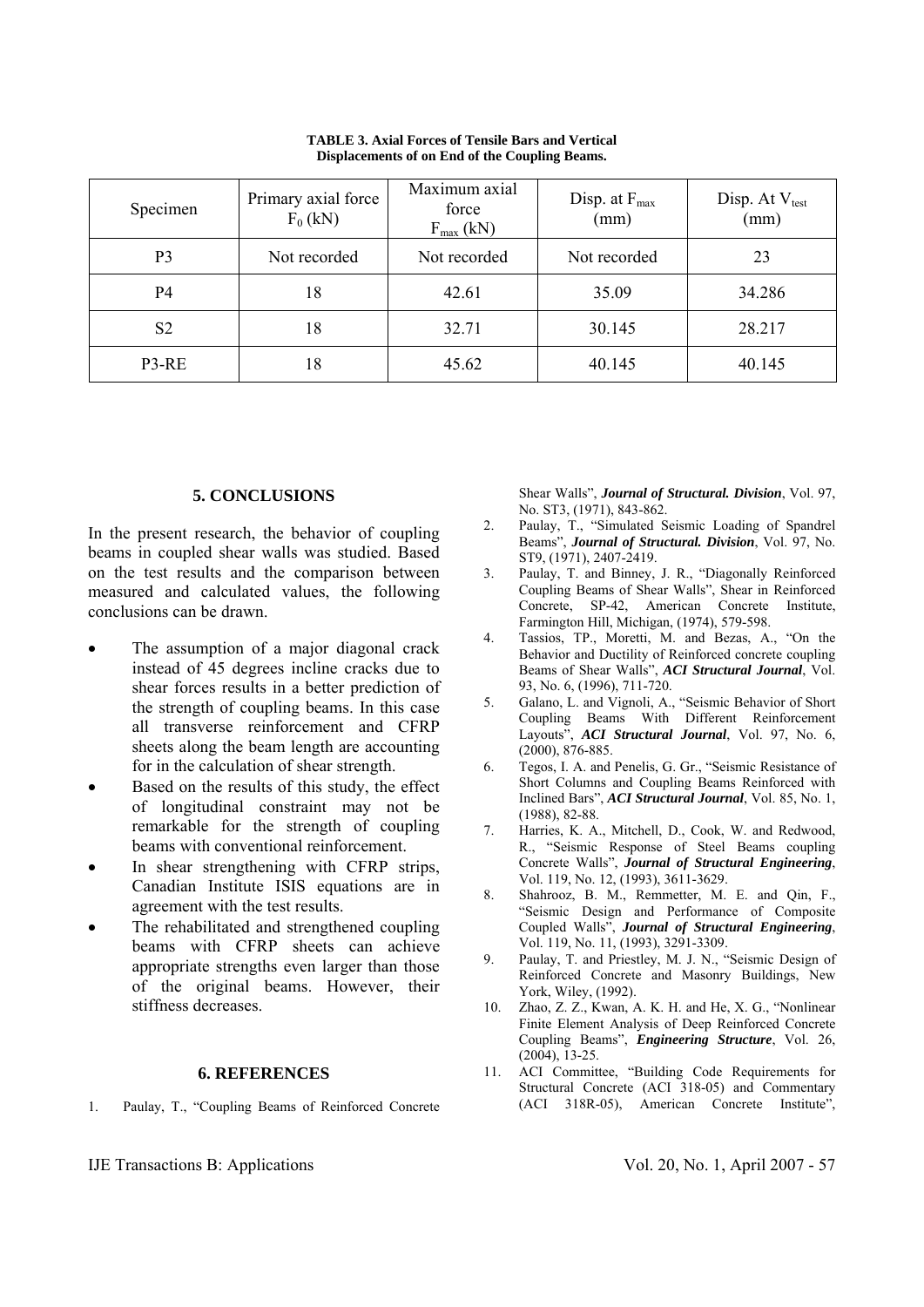**TABLE 3. Axial Forces of Tensile Bars and Vertical Displacements of on End of the Coupling Beams.**

| Specimen | Primary axial force $F_0$ (kN) | Maximum axial force $F_{max}$ (kN) | Disp. at $F_{max}$ (mm) | Disp. At $V_{test}$ (mm) |
|---|---|---|---|---|
| P3 | Not recorded | Not recorded | Not recorded | 23 |
| P4 | 18 | 42.61 | 35.09 | 34.286 |
| S2 | 18 | 32.71 | 30.145 | 28.217 |
| P3-RE | 18 | 45.62 | 40.145 | 40.145 |

## 5. CONCLUSIONS

In the present research, the behavior of coupling beams in coupled shear walls was studied. Based on the test results and the comparison between measured and calculated values, the following conclusions can be drawn.

- The assumption of a major diagonal crack instead of 45 degrees incline cracks due to shear forces results in a better prediction of the strength of coupling beams. In this case all transverse reinforcement and CFRP sheets along the beam length are accounting for in the calculation of shear strength.
- Based on the results of this study, the effect of longitudinal constraint may not be remarkable for the strength of coupling beams with conventional reinforcement.
- In shear strengthening with CFRP strips, Canadian Institute ISIS equations are in agreement with the test results.
- The rehabilitated and strengthened coupling beams with CFRP sheets can achieve appropriate strengths even larger than those of the original beams. However, their stiffness decreases.

## 6. REFERENCES

1. Paulay, T., "Coupling Beams of Reinforced Concrete Shear Walls", ***Journal of Structural. Division***, Vol. 97, No. ST3, (1971), 843-862.
2. Paulay, T., "Simulated Seismic Loading of Spandrel Beams", ***Journal of Structural. Division***, Vol. 97, No. ST9, (1971), 2407-2419.
3. Paulay, T. and Binney, J. R., "Diagonally Reinforced Coupling Beams of Shear Walls", Shear in Reinforced Concrete, SP-42, American Concrete Institute, Farmington Hill, Michigan, (1974), 579-598.
4. Tassios, TP., Moretti, M. and Bezas, A., "On the Behavior and Ductility of Reinforced concrete coupling Beams of Shear Walls", ***ACI Structural Journal***, Vol. 93, No. 6, (1996), 711-720.
5. Galano, L. and Vignoli, A., "Seismic Behavior of Short Coupling Beams With Different Reinforcement Layouts", ***ACI Structural Journal***, Vol. 97, No. 6, (2000), 876-885.
6. Tegos, I. A. and Penelis, G. Gr., "Seismic Resistance of Short Columns and Coupling Beams Reinforced with Inclined Bars", ***ACI Structural Journal***, Vol. 85, No. 1, (1988), 82-88.
7. Harries, K. A., Mitchell, D., Cook, W. and Redwood, R., "Seismic Response of Steel Beams coupling Concrete Walls", ***Journal of Structural Engineering***, Vol. 119, No. 12, (1993), 3611-3629.
8. Shahrooz, B. M., Remmetter, M. E. and Qin, F., "Seismic Design and Performance of Composite Coupled Walls", ***Journal of Structural Engineering***, Vol. 119, No. 11, (1993), 3291-3309.
9. Paulay, T. and Priestley, M. J. N., "Seismic Design of Reinforced Concrete and Masonry Buildings, New York, Wiley, (1992).
10. Zhao, Z. Z., Kwan, A. K. H. and He, X. G., "Nonlinear Finite Element Analysis of Deep Reinforced Concrete Coupling Beams", ***Engineering Structure***, Vol. 26, (2004), 13-25.
11. ACI Committee, "Building Code Requirements for Structural Concrete (ACI 318-05) and Commentary (ACI 318R-05), American Concrete Institute",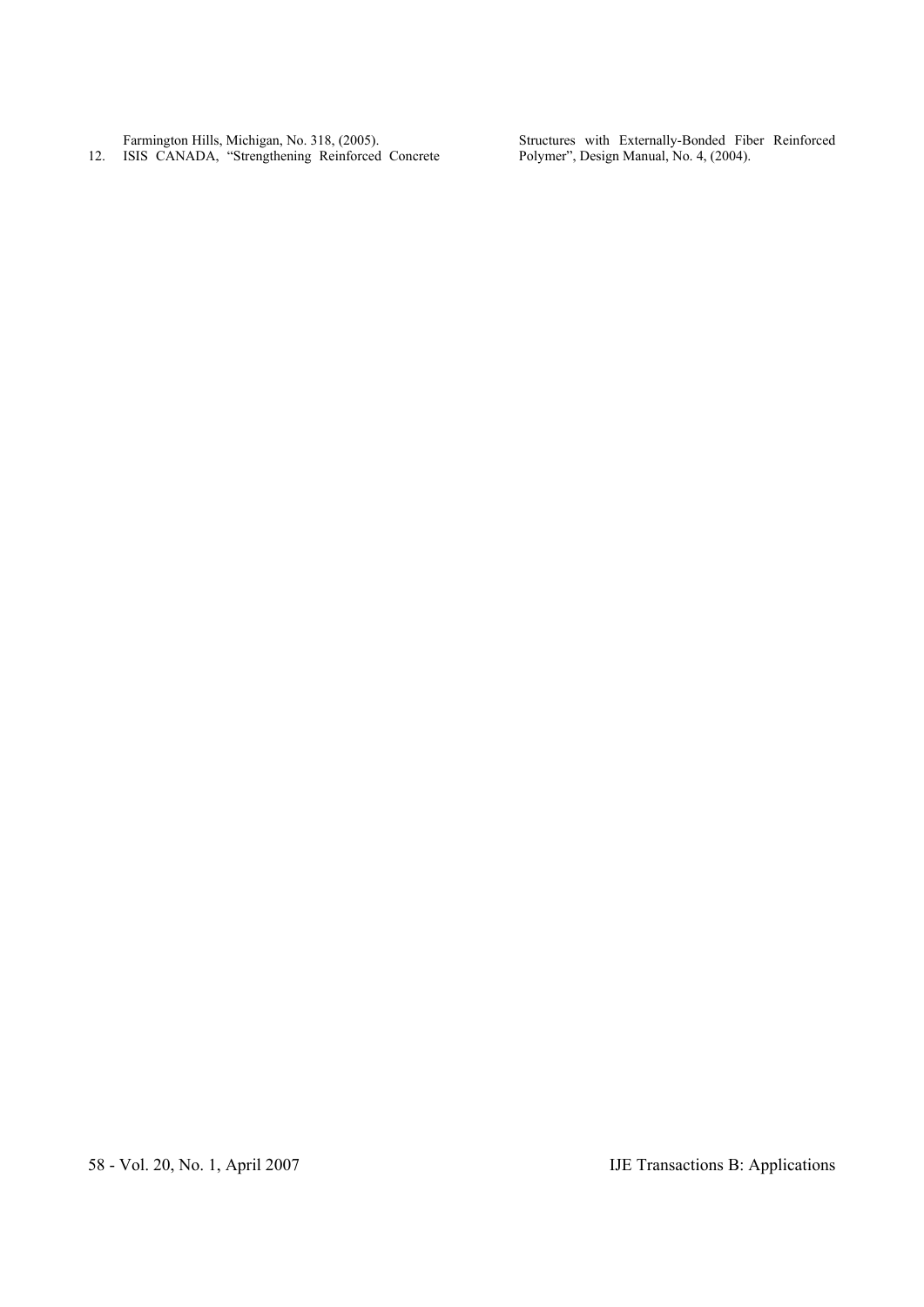Farmington Hills, Michigan, No. 318, (2005).

12. ISIS CANADA, "Strengthening Reinforced Concrete Structures with Externally-Bonded Fiber Reinforced Polymer", Design Manual, No. 4, (2004).